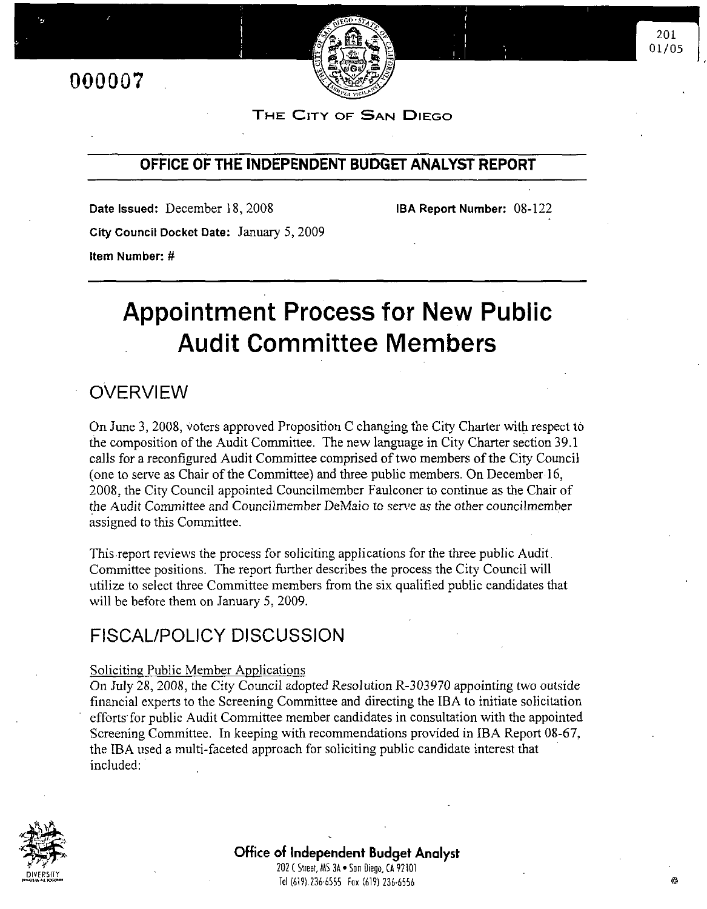000007

THE CITY OF SAN DIEGO

## OFFICE OF THE INDEPENDENT BUDGET ANALYST REPORT

**Date Issued:** December 18, 2008 **IBA Report Number:** 08-122

**City Council Docket Date:** January 5, 2009

**Item Number:** #

# Appointment Process for New Public Audit Committee Members

## OVERVIEW

On June 3, 2008, voters approved Proposition C changing the City Charter with respect to the composition of the Audit Committee. The new language in City Charter section 39.1 calls for a reconfigured Audit Committee comprised of two members of the City Council (one to serve as Chair of the Committee) and three public members. On December 16, 2008, the City Council appointed Councilmember Faulconer to continue as the Chair of the Audit Committee and Councilmember DeMaio to serve as the other councilmember assigned to this Committee.

This report reviews the process for soliciting applications for the three public Audit Committee positions. The report further describes the process the City Council will utilize to select three Committee members from the six qualified public candidates that will be before them on January 5, 2009.

## FISCAL/POLICY DISCUSSION

Soliciting Public Member Applications

On July 28, 2008, the City Council adopted Resolution R-303970 appointing two outside financial experts to the Screening Committee and directing the IBA to initiate solicitation efforts for public Audit Committee member candidates in consultation with the appointed Screening Committee. In keeping with recommendations provided in IBA Report 08-67, the IBA used a multi-faceted approach for soliciting public candidate interest that included:

**Office of Independent Budget Analyst**
202 C Street, MS 3A • San Diego, CA 92101
Tel (619) 236-6555 Fax (619) 236-6556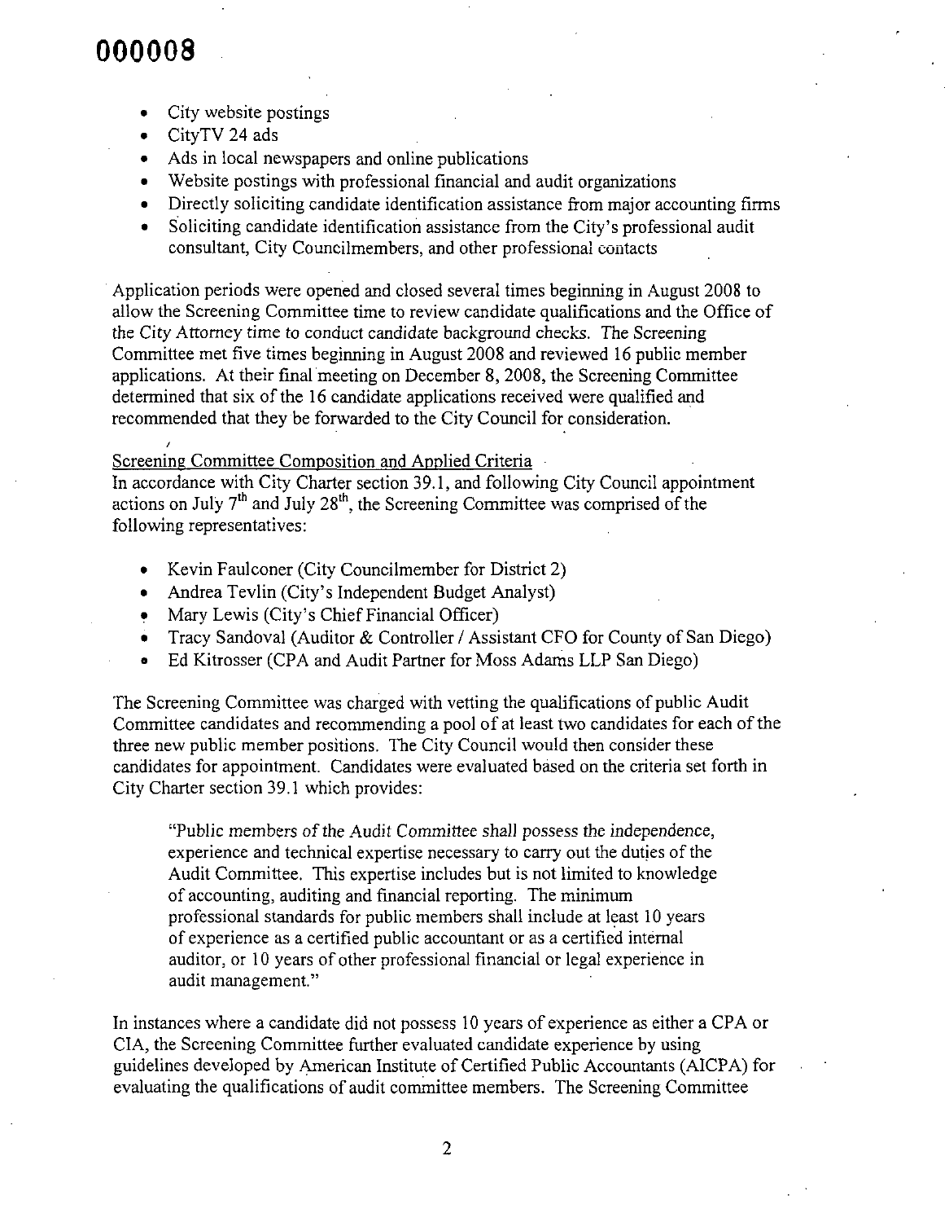- City website postings
- CityTV 24 ads
- Ads in local newspapers and online publications
- Website postings with professional financial and audit organizations
- Directly soliciting candidate identification assistance from major accounting firms
- Soliciting candidate identification assistance from the City's professional audit consultant, City Councilmembers, and other professional contacts

Application periods were opened and closed several times beginning in August 2008 to allow the Screening Committee time to review candidate qualifications and the Office of the City Attorney time to conduct candidate background checks. The Screening Committee met five times beginning in August 2008 and reviewed 16 public member applications. At their final meeting on December 8, 2008, the Screening Committee determined that six of the 16 candidate applications received were qualified and recommended that they be forwarded to the City Council for consideration.

Screening Committee Composition and Applied Criteria

In accordance with City Charter section 39.1, and following City Council appointment actions on July 7th and July 28th, the Screening Committee was comprised of the following representatives:

- Kevin Faulconer (City Councilmember for District 2)
- Andrea Tevlin (City's Independent Budget Analyst)
- Mary Lewis (City's Chief Financial Officer)
- Tracy Sandoval (Auditor & Controller / Assistant CFO for County of San Diego)
- Ed Kitrosser (CPA and Audit Partner for Moss Adams LLP San Diego)

The Screening Committee was charged with vetting the qualifications of public Audit Committee candidates and recommending a pool of at least two candidates for each of the three new public member positions. The City Council would then consider these candidates for appointment. Candidates were evaluated based on the criteria set forth in City Charter section 39.1 which provides:

> "Public members of the Audit Committee shall possess the independence, experience and technical expertise necessary to carry out the duties of the Audit Committee. This expertise includes but is not limited to knowledge of accounting, auditing and financial reporting. The minimum professional standards for public members shall include at least 10 years of experience as a certified public accountant or as a certified internal auditor, or 10 years of other professional financial or legal experience in audit management."

In instances where a candidate did not possess 10 years of experience as either a CPA or CIA, the Screening Committee further evaluated candidate experience by using guidelines developed by American Institute of Certified Public Accountants (AICPA) for evaluating the qualifications of audit committee members. The Screening Committee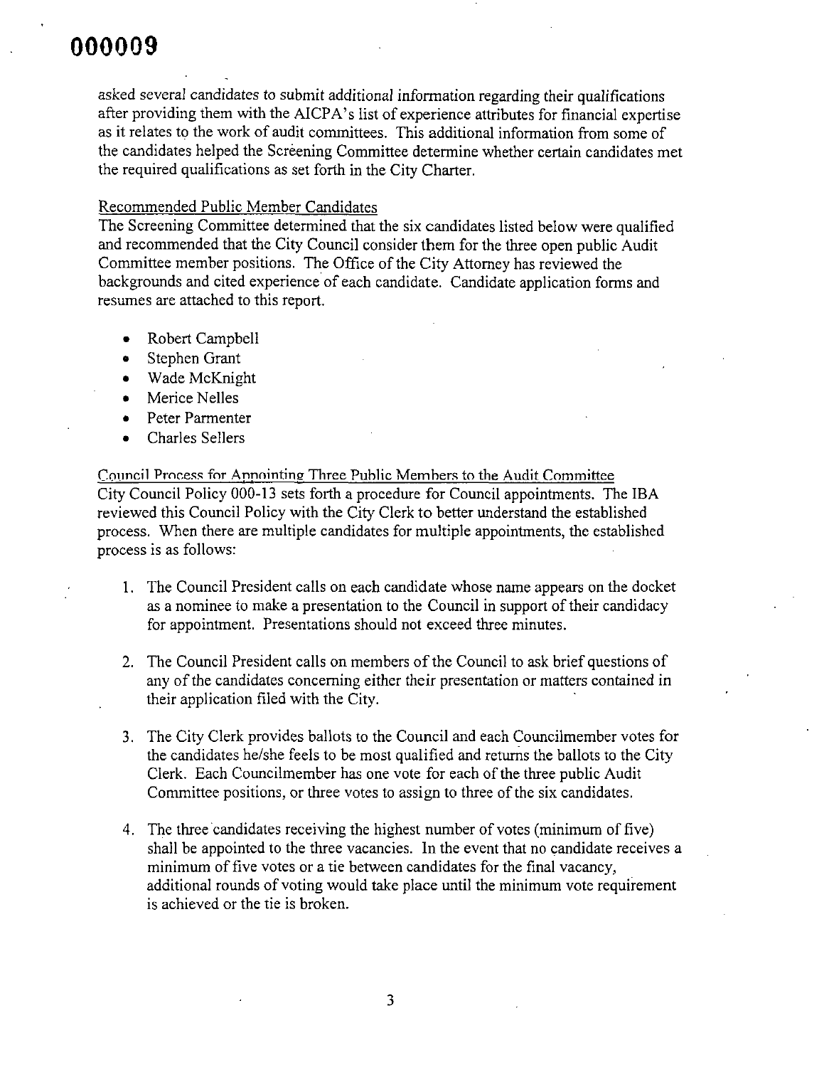asked several candidates to submit additional information regarding their qualifications after providing them with the AICPA's list of experience attributes for financial expertise as it relates to the work of audit committees. This additional information from some of the candidates helped the Screening Committee determine whether certain candidates met the required qualifications as set forth in the City Charter.

Recommended Public Member Candidates

The Screening Committee determined that the six candidates listed below were qualified and recommended that the City Council consider them for the three open public Audit Committee member positions. The Office of the City Attorney has reviewed the backgrounds and cited experience of each candidate. Candidate application forms and resumes are attached to this report.

- Robert Campbell
- Stephen Grant
- Wade McKnight
- Merice Nelles
- Peter Parmenter
- Charles Sellers

Council Process for Appointing Three Public Members to the Audit Committee

City Council Policy 000-13 sets forth a procedure for Council appointments. The IBA reviewed this Council Policy with the City Clerk to better understand the established process. When there are multiple candidates for multiple appointments, the established process is as follows:

1. The Council President calls on each candidate whose name appears on the docket as a nominee to make a presentation to the Council in support of their candidacy for appointment. Presentations should not exceed three minutes.

2. The Council President calls on members of the Council to ask brief questions of any of the candidates concerning either their presentation or matters contained in their application filed with the City.

3. The City Clerk provides ballots to the Council and each Councilmember votes for the candidates he/she feels to be most qualified and returns the ballots to the City Clerk. Each Councilmember has one vote for each of the three public Audit Committee positions, or three votes to assign to three of the six candidates.

4. The three candidates receiving the highest number of votes (minimum of five) shall be appointed to the three vacancies. In the event that no candidate receives a minimum of five votes or a tie between candidates for the final vacancy, additional rounds of voting would take place until the minimum vote requirement is achieved or the tie is broken.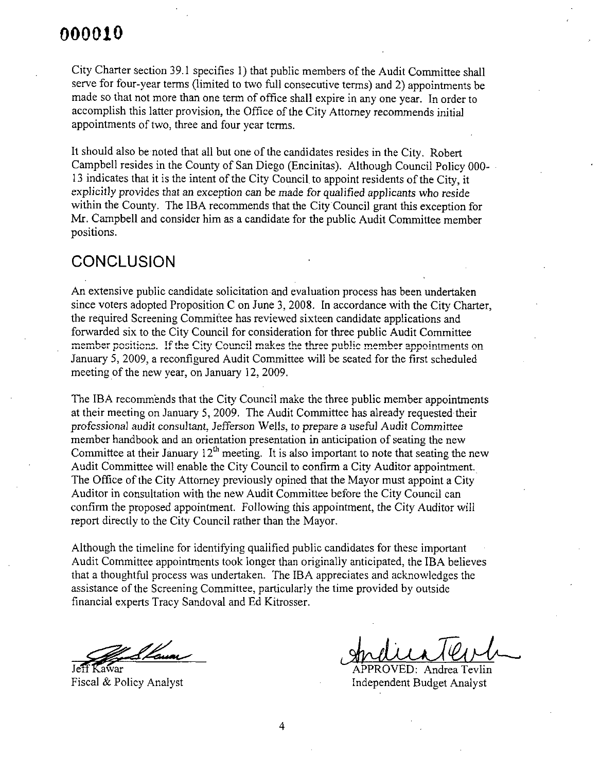City Charter section 39.1 specifies 1) that public members of the Audit Committee shall serve for four-year terms (limited to two full consecutive terms) and 2) appointments be made so that not more than one term of office shall expire in any one year. In order to accomplish this latter provision, the Office of the City Attorney recommends initial appointments of two, three and four year terms.

It should also be noted that all but one of the candidates resides in the City. Robert Campbell resides in the County of San Diego (Encinitas). Although Council Policy 000-13 indicates that it is the intent of the City Council to appoint residents of the City, it explicitly provides that an exception can be made for qualified applicants who reside within the County. The IBA recommends that the City Council grant this exception for Mr. Campbell and consider him as a candidate for the public Audit Committee member positions.

## CONCLUSION

An extensive public candidate solicitation and evaluation process has been undertaken since voters adopted Proposition C on June 3, 2008. In accordance with the City Charter, the required Screening Committee has reviewed sixteen candidate applications and forwarded six to the City Council for consideration for three public Audit Committee member positions. If the City Council makes the three public member appointments on January 5, 2009, a reconfigured Audit Committee will be seated for the first scheduled meeting of the new year, on January 12, 2009.

The IBA recommends that the City Council make the three public member appointments at their meeting on January 5, 2009. The Audit Committee has already requested their professional audit consultant, Jefferson Wells, to prepare a useful Audit Committee member handbook and an orientation presentation in anticipation of seating the new Committee at their January 12th meeting. It is also important to note that seating the new Audit Committee will enable the City Council to confirm a City Auditor appointment. The Office of the City Attorney previously opined that the Mayor must appoint a City Auditor in consultation with the new Audit Committee before the City Council can confirm the proposed appointment. Following this appointment, the City Auditor will report directly to the City Council rather than the Mayor.

Although the timeline for identifying qualified public candidates for these important Audit Committee appointments took longer than originally anticipated, the IBA believes that a thoughtful process was undertaken. The IBA appreciates and acknowledges the assistance of the Screening Committee, particularly the time provided by outside financial experts Tracy Sandoval and Ed Kitrosser.

Jeff Kawar
Fiscal & Policy Analyst

APPROVED: Andrea Tevlin
Independent Budget Analyst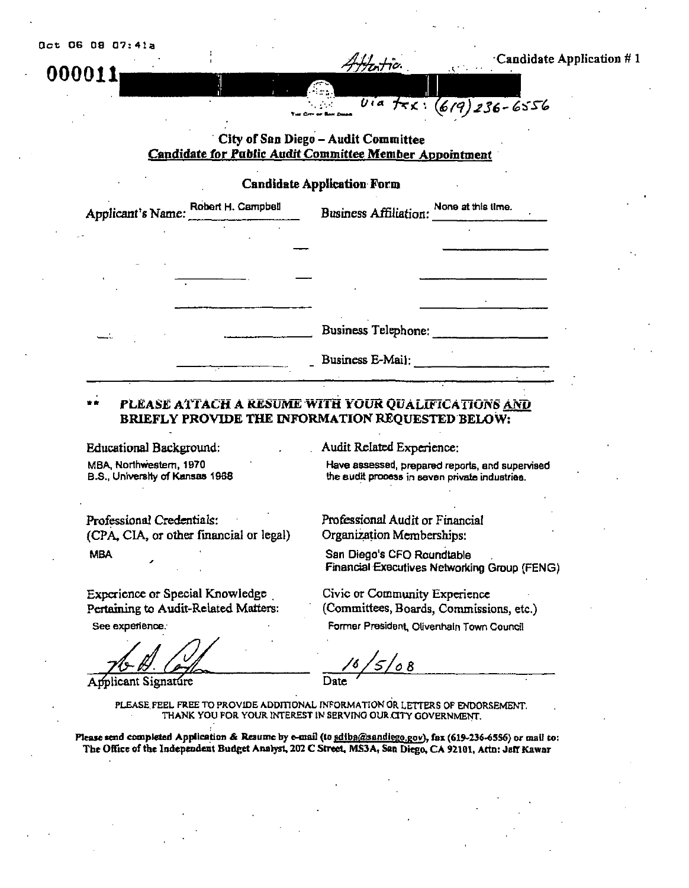Oct 06 08 07:41a

000011

Attn: Attentio. Candidate Application # 1

Via fax: (619) 236-6556

## City of San Diego – Audit Committee

**Candidate for Public Audit Committee Member Appointment**

### Candidate Application Form

Applicant's Name: Robert H. Campbell

Business Affiliation: None at this time.

Business Telephone:

Business E-Mail:

**\*\* *PLEASE ATTACH A RESUME WITH YOUR QUALIFICATIONS AND* BRIEFLY PROVIDE THE INFORMATION REQUESTED BELOW:**

Educational Background:

MBA, Northwestern, 1970
B.S., University of Kansas 1968

Audit Related Experience:

Have assessed, prepared reports, and supervised the audit process in seven private industries.

Professional Credentials:
(CPA, CIA, or other financial or legal)

MBA

Professional Audit or Financial Organization Memberships:

San Diego's CFO Roundtable
Financial Executives Networking Group (FENG)

Experience or Special Knowledge Pertaining to Audit-Related Matters:

See experience.

Civic or Community Experience
(Committees, Boards, Commissions, etc.)

Former President, Olivenhain Town Council

Applicant Signature

Date 10/5/08

PLEASE FEEL FREE TO PROVIDE ADDITIONAL INFORMATION OR LETTERS OF ENDORSEMENT.
THANK YOU FOR YOUR INTEREST IN SERVING OUR CITY GOVERNMENT.

**Please send completed Application & Resume by e-mail (to sdiba@sandiego.gov), fax (619-236-6556) or mail to: The Office of the Independent Budget Analyst, 202 C Street, MS3A, San Diego, CA 92101, Attn: Jeff Kawar**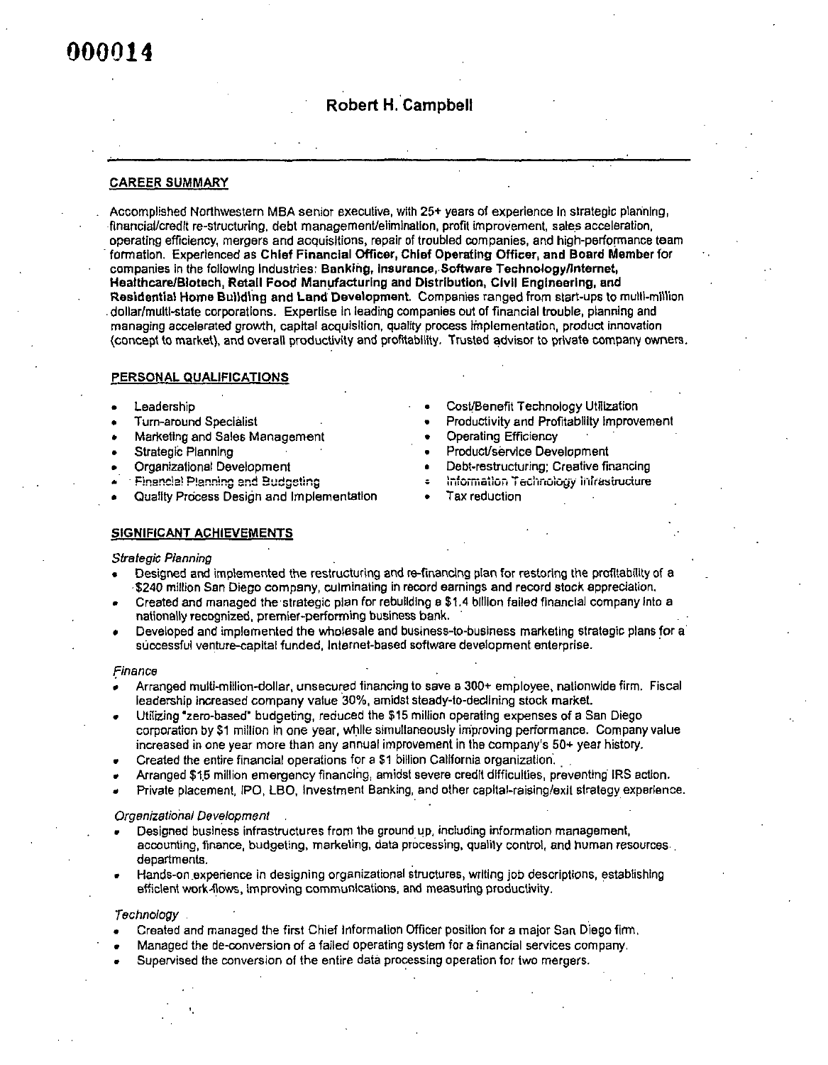# Robert H. Campbell

## CAREER SUMMARY

Accomplished Northwestern MBA senior executive, with 25+ years of experience in strategic planning, financial/credit re-structuring, debt management/elimination, profit improvement, sales acceleration, operating efficiency, mergers and acquisitions, repair of troubled companies, and high-performance team formation. Experienced as **Chief Financial Officer, Chief Operating Officer, and Board Member** for companies in the following industries: **Banking, Insurance, Software Technology/Internet, Healthcare/Biotech, Retail Food Manufacturing and Distribution, Civil Engineering, and Residential Home Building and Land Development.** Companies ranged from start-ups to multi-million dollar/multi-state corporations. Expertise in leading companies out of financial trouble, planning and managing accelerated growth, capital acquisition, quality process implementation, product innovation (concept to market), and overall productivity and profitability. Trusted advisor to private company owners.

## PERSONAL QUALIFICATIONS

- Leadership
- Turn-around Specialist
- Marketing and Sales Management
- Strategic Planning
- Organizational Development
- Financial Planning and Budgeting
- Quality Process Design and Implementation
- Cost/Benefit Technology Utilization
- Productivity and Profitability Improvement
- Operating Efficiency
- Product/service Development
- Debt-restructuring; Creative financing
- Information Technology Infrastructure
- Tax reduction

## SIGNIFICANT ACHIEVEMENTS

*Strategic Planning*

- Designed and implemented the restructuring and re-financing plan for restoring the profitability of a $240 million San Diego company, culminating in record earnings and record stock appreciation.
- Created and managed the strategic plan for rebuilding a $1.4 billion failed financial company into a nationally recognized, premier-performing business bank.
- Developed and implemented the wholesale and business-to-business marketing strategic plans for a successful venture-capital funded, Internet-based software development enterprise.

*Finance*

- Arranged multi-million-dollar, unsecured financing to save a 300+ employee, nationwide firm. Fiscal leadership increased company value 30%, amidst steady-to-declining stock market.
- Utilizing "zero-based" budgeting, reduced the $15 million operating expenses of a San Diego corporation by $1 million in one year, while simultaneously improving performance. Company value increased in one year more than any annual improvement in the company's 50+ year history.
- Created the entire financial operations for a $1 billion California organization.
- Arranged $1.5 million emergency financing, amidst severe credit difficulties, preventing IRS action.
- Private placement, IPO, LBO, Investment Banking, and other capital-raising/exit strategy experience.

*Organizational Development*

- Designed business infrastructures from the ground up, including information management, accounting, finance, budgeting, marketing, data processing, quality control, and human resources departments.
- Hands-on experience in designing organizational structures, writing job descriptions, establishing efficient work-flows, improving communications, and measuring productivity.

*Technology*

- Created and managed the first Chief Information Officer position for a major San Diego firm.
- Managed the de-conversion of a failed operating system for a financial services company.
- Supervised the conversion of the entire data processing operation for two mergers.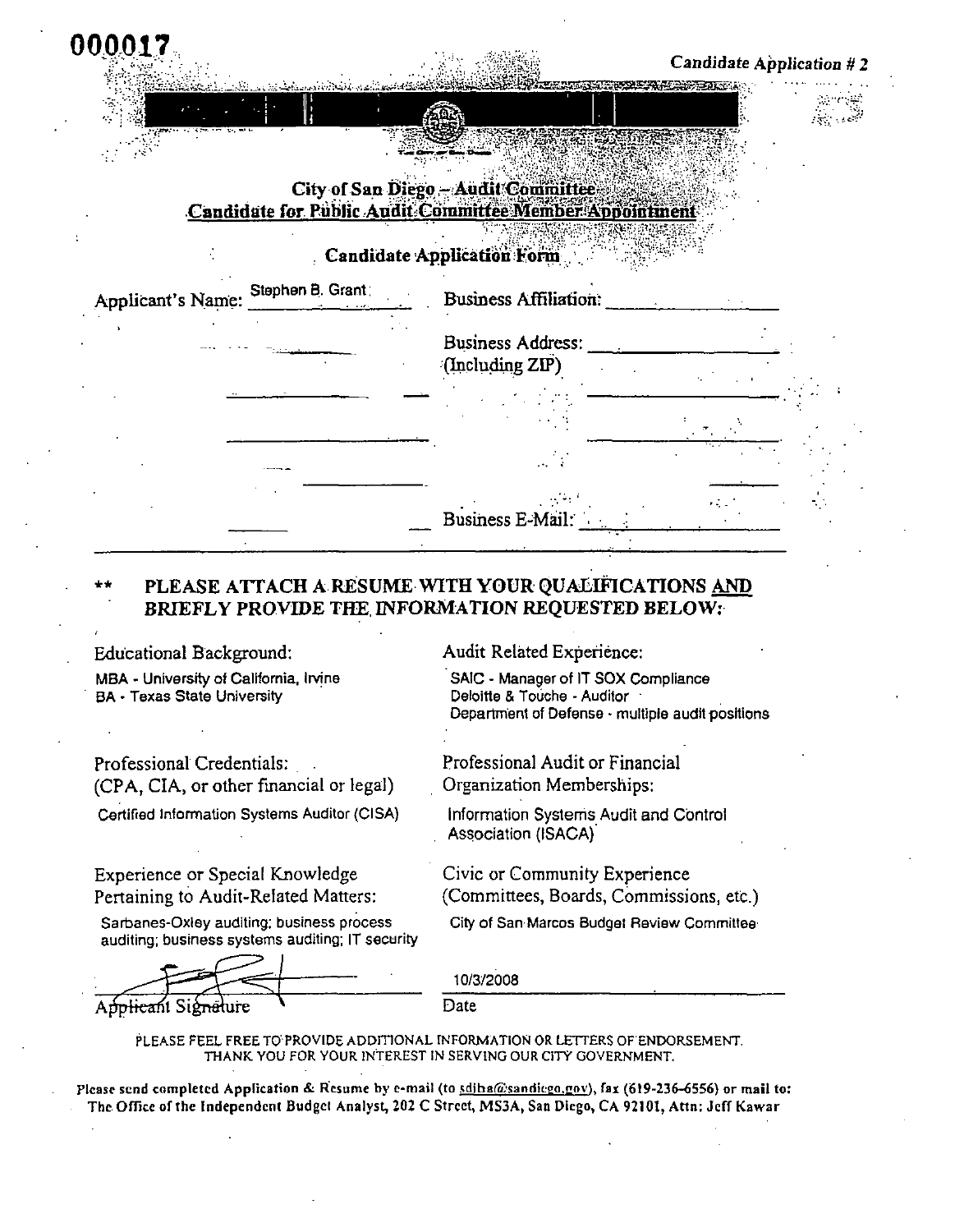000017

*Candidate Application # 2*

## City of San Diego – Audit Committee
## Candidate for Public Audit Committee Member Appointment

### Candidate Application Form

Applicant's Name: Stephen B. Grant

Business Affiliation:

Business Address: (Including ZIP)

Business E-Mail:

**\*\* PLEASE ATTACH A RESUME WITH YOUR QUALIFICATIONS AND BRIEFLY PROVIDE THE INFORMATION REQUESTED BELOW:**

Educational Background:

MBA - University of California, Irvine
BA - Texas State University

Audit Related Experience:

SAIC - Manager of IT SOX Compliance
Deloitte & Touche - Auditor
Department of Defense - multiple audit positions

Professional Credentials: (CPA, CIA, or other financial or legal)

Certified Information Systems Auditor (CISA)

Professional Audit or Financial Organization Memberships:

Information Systems Audit and Control Association (ISACA)

Experience or Special Knowledge Pertaining to Audit-Related Matters:

Sarbanes-Oxley auditing; business process auditing; business systems auditing; IT security

Civic or Community Experience (Committees, Boards, Commissions, etc.)

City of San Marcos Budget Review Committee

Applicant Signature

Date: 10/3/2008

PLEASE FEEL FREE TO PROVIDE ADDITIONAL INFORMATION OR LETTERS OF ENDORSEMENT.
THANK YOU FOR YOUR INTEREST IN SERVING OUR CITY GOVERNMENT.

Please send completed Application & Resume by e-mail (to sdiba@sandiego.gov), fax (619-236-6556) or mail to: The Office of the Independent Budget Analyst, 202 C Street, MS3A, San Diego, CA 92101, Attn: Jeff Kawar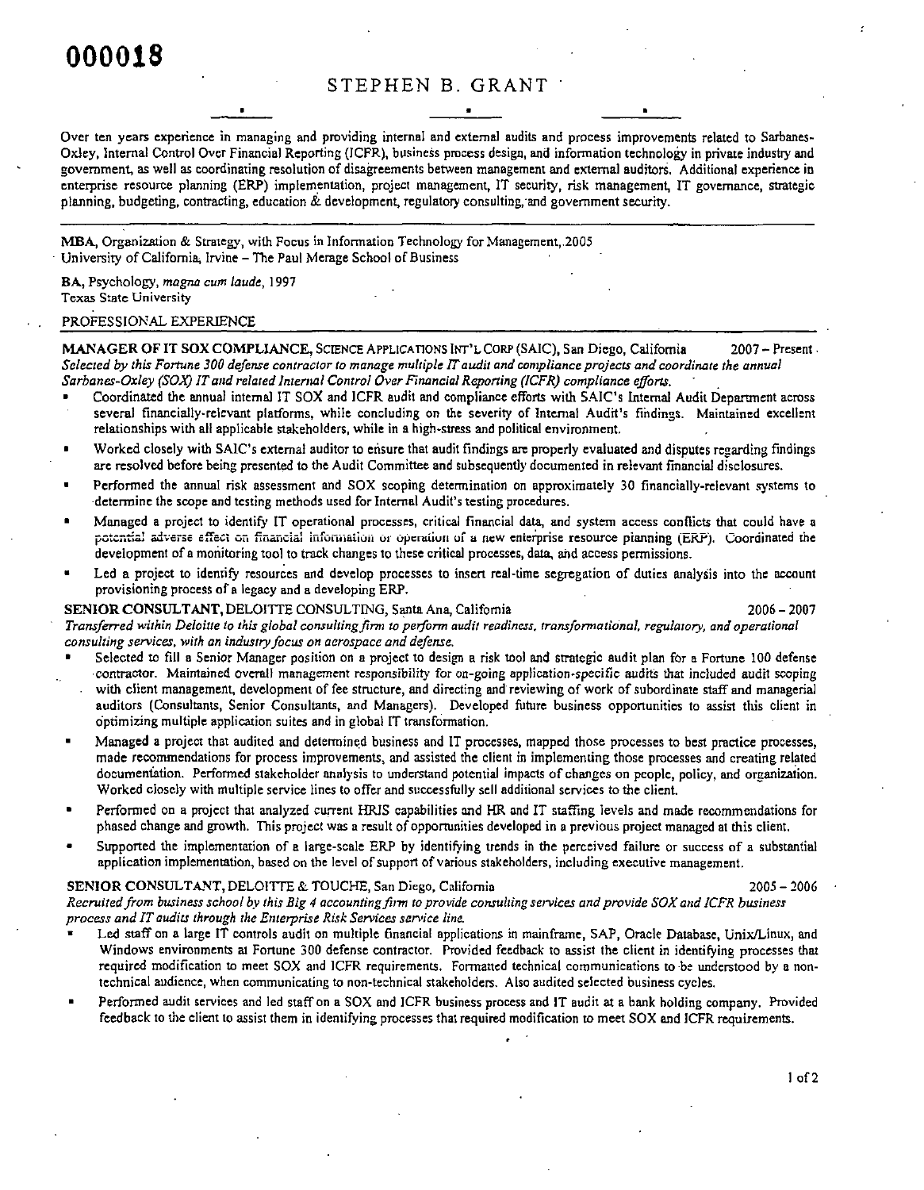000018

# STEPHEN B. GRANT

Over ten years experience in managing and providing internal and external audits and process improvements related to Sarbanes-Oxley, Internal Control Over Financial Reporting (ICFR), business process design, and information technology in private industry and government, as well as coordinating resolution of disagreements between management and external auditors. Additional experience in enterprise resource planning (ERP) implementation, project management, IT security, risk management, IT governance, strategic planning, budgeting, contracting, education & development, regulatory consulting, and government security.

---

**MBA**, Organization & Strategy, with Focus in Information Technology for Management, 2005
University of California, Irvine – The Paul Merage School of Business

**BA**, Psychology, *magna cum laude*, 1997
Texas State University

## PROFESSIONAL EXPERIENCE

**MANAGER OF IT SOX COMPLIANCE**, SCIENCE APPLICATIONS INT'L CORP (SAIC), San Diego, California — 2007 – Present

*Selected by this Fortune 300 defense contractor to manage multiple IT audit and compliance projects and coordinate the annual Sarbanes-Oxley (SOX) IT and related Internal Control Over Financial Reporting (ICFR) compliance efforts.*

- Coordinated the annual internal IT SOX and ICFR audit and compliance efforts with SAIC's Internal Audit Department across several financially-relevant platforms, while concluding on the severity of Internal Audit's findings. Maintained excellent relationships with all applicable stakeholders, while in a high-stress and political environment.
- Worked closely with SAIC's external auditor to ensure that audit findings are properly evaluated and disputes regarding findings are resolved before being presented to the Audit Committee and subsequently documented in relevant financial disclosures.
- Performed the annual risk assessment and SOX scoping determination on approximately 30 financially-relevant systems to determine the scope and testing methods used for Internal Audit's testing procedures.
- Managed a project to identify IT operational processes, critical financial data, and system access conflicts that could have a potential adverse effect on financial information or operation of a new enterprise resource planning (ERP). Coordinated the development of a monitoring tool to track changes to these critical processes, data, and access permissions.
- Led a project to identify resources and develop processes to insert real-time segregation of duties analysis into the account provisioning process of a legacy and a developing ERP.

**SENIOR CONSULTANT**, DELOITTE CONSULTING, Santa Ana, California — 2006 – 2007

*Transferred within Deloitte to this global consulting firm to perform audit readiness, transformational, regulatory, and operational consulting services, with an industry focus on aerospace and defense.*

- Selected to fill a Senior Manager position on a project to design a risk tool and strategic audit plan for a Fortune 100 defense contractor. Maintained overall management responsibility for on-going application-specific audits that included audit scoping with client management, development of fee structure, and directing and reviewing of work of subordinate staff and managerial auditors (Consultants, Senior Consultants, and Managers). Developed future business opportunities to assist this client in optimizing multiple application suites and in global IT transformation.
- Managed a project that audited and determined business and IT processes, mapped those processes to best practice processes, made recommendations for process improvements, and assisted the client in implementing those processes and creating related documentation. Performed stakeholder analysis to understand potential impacts of changes on people, policy, and organization. Worked closely with multiple service lines to offer and successfully sell additional services to the client.
- Performed on a project that analyzed current HRIS capabilities and HR and IT staffing levels and made recommendations for phased change and growth. This project was a result of opportunities developed in a previous project managed at this client.
- Supported the implementation of a large-scale ERP by identifying trends in the perceived failure or success of a substantial application implementation, based on the level of support of various stakeholders, including executive management.

**SENIOR CONSULTANT**, DELOITTE & TOUCHE, San Diego, California — 2005 – 2006

*Recruited from business school by this Big 4 accounting firm to provide consulting services and provide SOX and ICFR business process and IT audits through the Enterprise Risk Services service line.*

- Led staff on a large IT controls audit on multiple financial applications in mainframe, SAP, Oracle Database, Unix/Linux, and Windows environments at Fortune 300 defense contractor. Provided feedback to assist the client in identifying processes that required modification to meet SOX and ICFR requirements. Formatted technical communications to be understood by a non-technical audience, when communicating to non-technical stakeholders. Also audited selected business cycles.
- Performed audit services and led staff on a SOX and ICFR business process and IT audit at a bank holding company. Provided feedback to the client to assist them in identifying processes that required modification to meet SOX and ICFR requirements.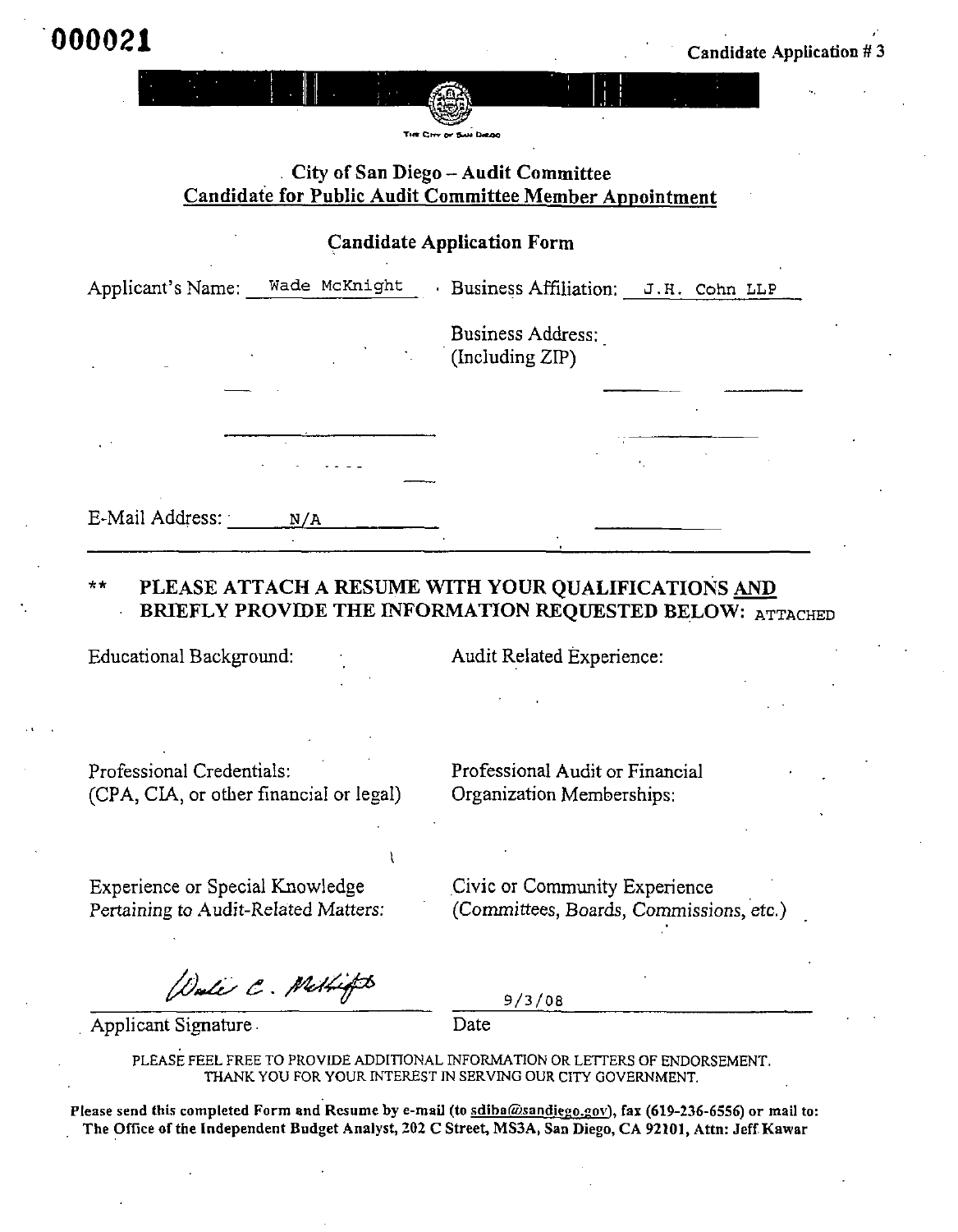000021

Candidate Application # 3

THE CITY OF SAN DIEGO

## City of San Diego – Audit Committee

## Candidate for Public Audit Committee Member Appointment

### Candidate Application Form

Applicant's Name: Wade McKnight

Business Affiliation: J.H. Cohn LLP

Business Address: (Including ZIP)

E-Mail Address: N/A

** **PLEASE ATTACH A RESUME WITH YOUR QUALIFICATIONS AND BRIEFLY PROVIDE THE INFORMATION REQUESTED BELOW:** ATTACHED

Educational Background:

Audit Related Experience:

Professional Credentials: (CPA, CIA, or other financial or legal)

Professional Audit or Financial Organization Memberships:

Experience or Special Knowledge Pertaining to Audit-Related Matters:

Civic or Community Experience (Committees, Boards, Commissions, etc.)

*Wade C. McKnight*

Applicant Signature

9/3/08

Date

PLEASE FEEL FREE TO PROVIDE ADDITIONAL INFORMATION OR LETTERS OF ENDORSEMENT. THANK YOU FOR YOUR INTEREST IN SERVING OUR CITY GOVERNMENT.

**Please send this completed Form and Resume by e-mail (to sdiba@sandiego.gov), fax (619-236-6556) or mail to: The Office of the Independent Budget Analyst, 202 C Street, MS3A, San Diego, CA 92101, Attn: Jeff Kawar**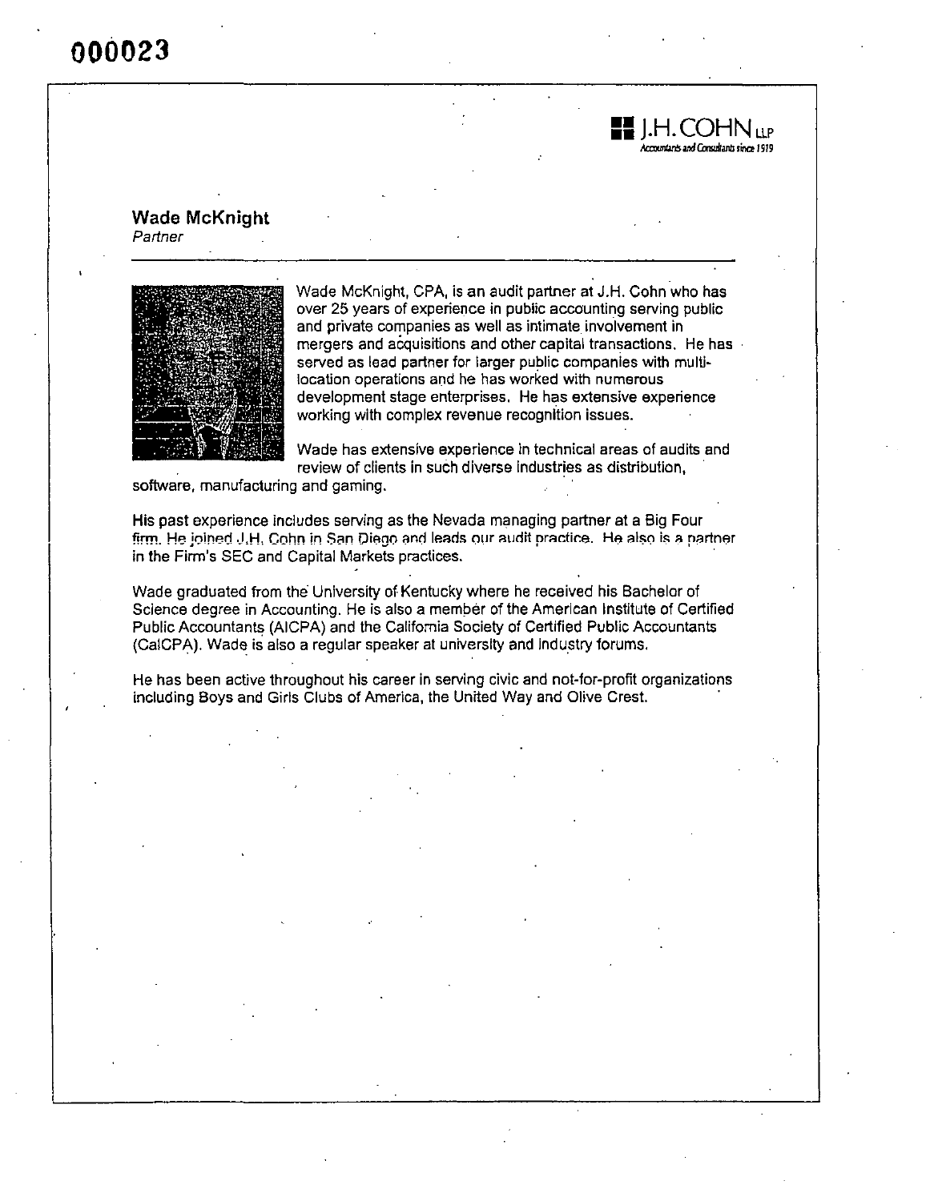000023

J.H. COHN LLP
Accountants and Consultants since 1919

## Wade McKnight

*Partner*

Wade McKnight, CPA, is an audit partner at J.H. Cohn who has over 25 years of experience in public accounting serving public and private companies as well as intimate involvement in mergers and acquisitions and other capital transactions. He has served as lead partner for larger public companies with multi-location operations and he has worked with numerous development stage enterprises. He has extensive experience working with complex revenue recognition issues.

Wade has extensive experience in technical areas of audits and review of clients in such diverse industries as distribution, software, manufacturing and gaming.

His past experience includes serving as the Nevada managing partner at a Big Four firm. He joined J.H. Cohn in San Diego and leads our audit practice. He also is a partner in the Firm's SEC and Capital Markets practices.

Wade graduated from the University of Kentucky where he received his Bachelor of Science degree in Accounting. He is also a member of the American Institute of Certified Public Accountants (AICPA) and the California Society of Certified Public Accountants (CalCPA). Wade is also a regular speaker at university and industry forums.

He has been active throughout his career in serving civic and not-for-profit organizations including Boys and Girls Clubs of America, the United Way and Olive Crest.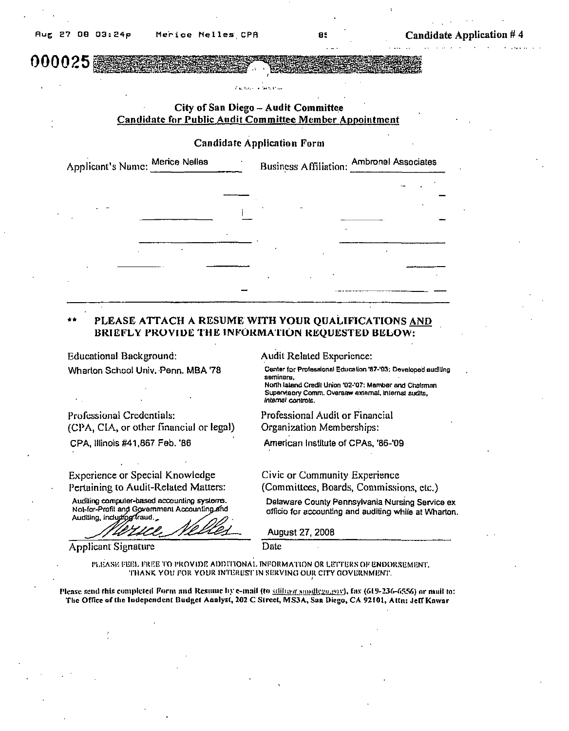Candidate Application # 4

000025

## City of San Diego – Audit Committee
## Candidate for Public Audit Committee Member Appointment

### Candidate Application Form

Applicant's Name: Merice Nelles    Business Affiliation: Ambronel Associates

**\*\* PLEASE ATTACH A RESUME WITH YOUR QUALIFICATIONS AND BRIEFLY PROVIDE THE INFORMATION REQUESTED BELOW:**

Educational Background:
Wharton School Univ. Penn. MBA '78

Audit Related Experience:
Center for Professional Education '87-'03: Developed auditing seminars.
North Island Credit Union '02-'07: Member and Chairman Supervisory Comm. Oversaw external, internal audits, internal controls.

Professional Credentials:
(CPA, CIA, or other financial or legal)
CPA, Illinois #41,867 Feb. '86

Professional Audit or Financial Organization Memberships:
American Institute of CPAs, '86-'09

Experience or Special Knowledge Pertaining to Audit-Related Matters:
Auditing computer-based accounting systems. Not-for-Profit and Government Accounting and Auditing, including fraud.

Civic or Community Experience
(Committees, Boards, Commissions, etc.)
Delaware County Pennsylvania Nursing Service ex officio for accounting and auditing while at Wharton.

Merice Nelles
Applicant Signature

August 27, 2008
Date

PLEASE FEEL FREE TO PROVIDE ADDITIONAL INFORMATION OR LETTERS OF ENDORSEMENT.
THANK YOU FOR YOUR INTEREST IN SERVING OUR CITY GOVERNMENT.

Please send this completed Form and Resume by e-mail (to sdiba@sandiego.gov), fax (619-236-6556) or mail to: The Office of the Independent Budget Analyst, 202 C Street, MS3A, San Diego, CA 92101, Attn: Jeff Kawar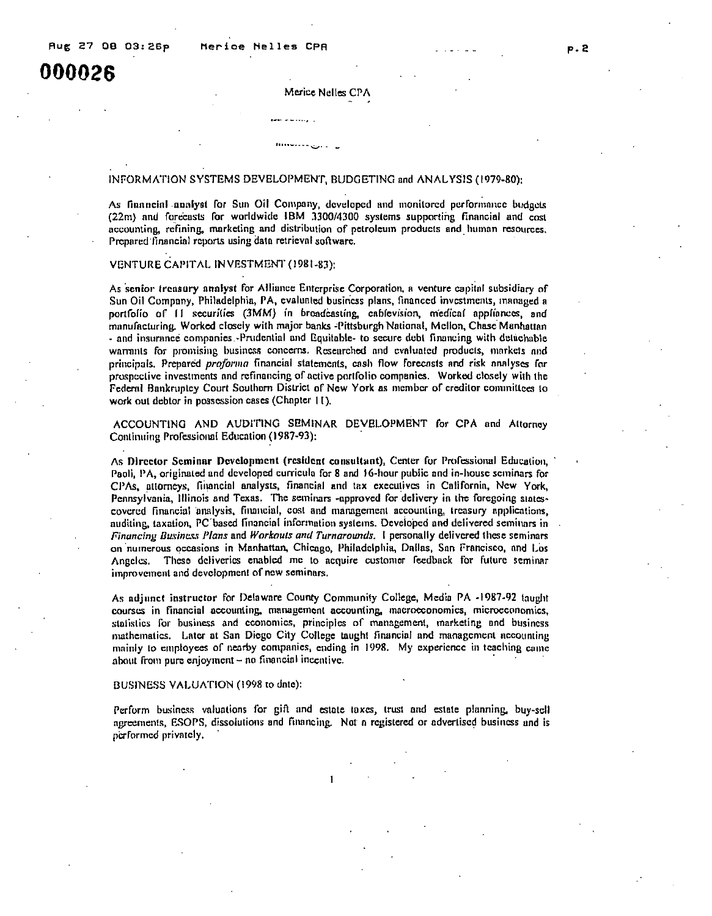Merice Nelles CPA

INFORMATION SYSTEMS DEVELOPMENT, BUDGETING and ANALYSIS (1979-80):

As financial analyst for Sun Oil Company, developed and monitored performance budgets (22m) and forecasts for worldwide IBM 3300/4300 systems supporting financial and cost accounting, refining, marketing and distribution of petroleum products and human resources. Prepared financial reports using data retrieval software.

VENTURE CAPITAL INVESTMENT (1981-83):

As **senior treasury analyst** for Alliance Enterprise Corporation, a venture capital subsidiary of Sun Oil Company, Philadelphia, PA, evaluated business plans, financed investments, managed a portfolio of 11 securities (3MM) in broadcasting, cablevision, medical appliances, and manufacturing. Worked closely with major banks -Pittsburgh National, Mellon, Chase Manhattan - and insurance companies -Prudential and Equitable- to secure debt financing with detachable warrants for promising business concerns. Researched and evaluated products, markets and principals. Prepared *proforma* financial statements, cash flow forecasts and risk analyses for prospective investments and refinancing of active portfolio companies. Worked closely with the Federal Bankruptcy Court Southern District of New York as member of creditor committees to work out debtor in possession cases (Chapter 11).

ACCOUNTING AND AUDITING SEMINAR DEVELOPMENT for CPA and Attorney Continuing Professional Education (1987-93):

As **Director Seminar Development (resident consultant)**, Center for Professional Education, Paoli, PA, originated and developed curricula for 8 and 16-hour public and in-house seminars for CPAs, attorneys, financial analysts, financial and tax executives in California, New York, Pennsylvania, Illinois and Texas. The seminars -approved for delivery in the foregoing states- covered financial analysis, financial, cost and management accounting, treasury applications, auditing, taxation, PC based financial information systems. Developed and delivered seminars in *Financing Business Plans* and *Workouts and Turnarounds*. I personally delivered these seminars on numerous occasions in Manhattan, Chicago, Philadelphia, Dallas, San Francisco, and Los Angeles. These deliveries enabled me to acquire customer feedback for future seminar improvement and development of new seminars.

As **adjunct instructor** for Delaware County Community College, Media PA -1987-92 taught courses in financial accounting, management accounting, macroeconomics, microeconomics, statistics for business and economics, principles of management, marketing and business mathematics. Later at San Diego City College taught financial and management accounting mainly to employees of nearby companies, ending in 1998. My experience in teaching came about from pure enjoyment – no financial incentive.

BUSINESS VALUATION (1998 to date):

Perform business valuations for gift and estate taxes, trust and estate planning, buy-sell agreements, ESOPS, dissolutions and financing. Not a registered or advertised business and is performed privately.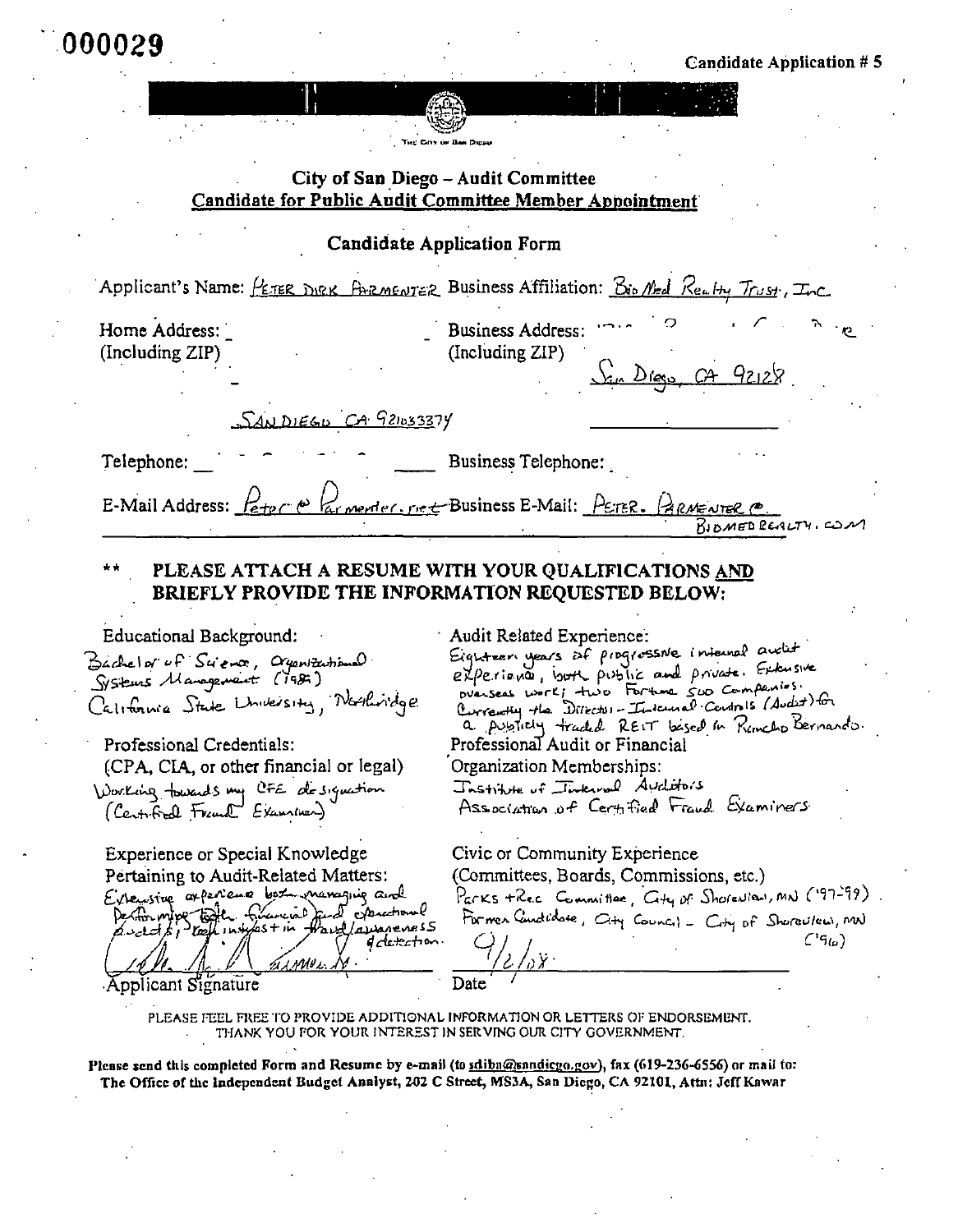000029

Candidate Application # 5

THE CITY OF SAN DIEGO

## City of San Diego – Audit Committee

## Candidate for Public Audit Committee Member Appointment

### Candidate Application Form

Applicant's Name: PETER DIRK PARMENTER Business Affiliation: BioMed Realty Trust, Inc.

Home Address: (Including ZIP)

SAN DIEGO CA 921033374

Business Address: (Including ZIP)

San Diego, CA 92128

Telephone:

Business Telephone:

E-Mail Address: Peter@Parmenter.net

Business E-Mail: PETER.PARMENTER@BIOMEDREALTY.COM

**\*\* PLEASE ATTACH A RESUME WITH YOUR QUALIFICATIONS AND BRIEFLY PROVIDE THE INFORMATION REQUESTED BELOW:**

Educational Background:

Bachelor of Science, Organizational Systems Management (1984)
California State University, Northridge

Professional Credentials:
(CPA, CIA, or other financial or legal)

Working towards my CFE designation (Certified Fraud Examiner)

Experience or Special Knowledge Pertaining to Audit-Related Matters:

Extensive experience both managing and performing both financial and operational audits, keen interest in fraud/awareness & detection.

Applicant Signature

Audit Related Experience:

Eighteen years of progressive internal audit experience, both public and private. Extensive overseas work; two Fortune 500 Companies. Currently the Director - Internal Controls (Audit) for a publicly traded REIT based in Rancho Bernardo.

Professional Audit or Financial Organization Memberships:

Institute of Internal Auditors
Association of Certified Fraud Examiners

Civic or Community Experience
(Committees, Boards, Commissions, etc.)

Parks + Rec Committee, City of Shoreview, MN ('97-'99)
Former Candidate, City Council - City of Shoreview, MN ('96)

9/2/08

Date

PLEASE FEEL FREE TO PROVIDE ADDITIONAL INFORMATION OR LETTERS OF ENDORSEMENT. THANK YOU FOR YOUR INTEREST IN SERVING OUR CITY GOVERNMENT.

**Please send this completed Form and Resume by e-mail (to sdiba@sandiego.gov), fax (619-236-6556) or mail to: The Office of the Independent Budget Analyst, 202 C Street, MS3A, San Diego, CA 92101, Attn: Jeff Kawar**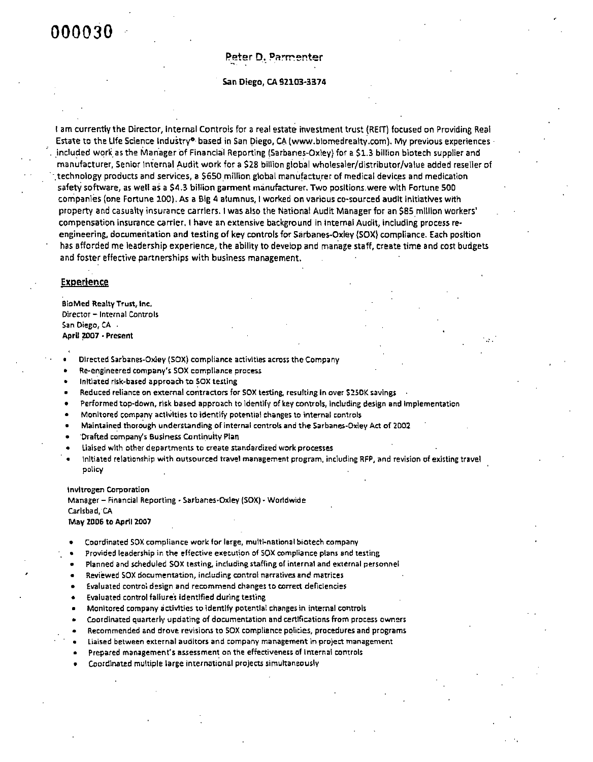000030

# Peter D. Parmenter

San Diego, CA 92103-3374

I am currently the Director, Internal Controls for a real estate investment trust (REIT) focused on Providing Real Estate to the Life Science Industry® based in San Diego, CA (www.biomedrealty.com). My previous experiences included work as the Manager of Financial Reporting (Sarbanes-Oxley) for a $1.3 billion biotech supplier and manufacturer, Senior Internal Audit work for a $28 billion global wholesaler/distributor/value added reseller of technology products and services, a $650 million global manufacturer of medical devices and medication safety software, as well as a $4.3 billion garment manufacturer. Two positions were with Fortune 500 companies (one Fortune 100). As a Big 4 alumnus, I worked on various co-sourced audit initiatives with property and casualty insurance carriers. I was also the National Audit Manager for an $85 million workers' compensation insurance carrier. I have an extensive background in Internal Audit, including process re-engineering, documentation and testing of key controls for Sarbanes-Oxley (SOX) compliance. Each position has afforded me leadership experience, the ability to develop and manage staff, create time and cost budgets and foster effective partnerships with business management.

## Experience

**BioMed Realty Trust, Inc.**
Director – Internal Controls
San Diego, CA
**April 2007 - Present**

- Directed Sarbanes-Oxley (SOX) compliance activities across the Company
- Re-engineered company's SOX compliance process
- Initiated risk-based approach to SOX testing
- Reduced reliance on external contractors for SOX testing, resulting in over $250K savings
- Performed top-down, risk based approach to identify of key controls, including design and implementation
- Monitored company activities to identify potential changes to internal controls
- Maintained thorough understanding of internal controls and the Sarbanes-Oxley Act of 2002
- Drafted company's Business Continuity Plan
- Liaised with other departments to create standardized work processes
- Initiated relationship with outsourced travel management program, including RFP, and revision of existing travel policy

**Invitrogen Corporation**
Manager – Financial Reporting - Sarbanes-Oxley (SOX) - Worldwide
Carlsbad, CA
**May 2006 to April 2007**

- Coordinated SOX compliance work for large, multi-national biotech company
- Provided leadership in the effective execution of SOX compliance plans and testing
- Planned and scheduled SOX testing, including staffing of internal and external personnel
- Reviewed SOX documentation, including control narratives and matrices
- Evaluated control design and recommend changes to correct deficiencies
- Evaluated control failures identified during testing
- Monitored company activities to identify potential changes in internal controls
- Coordinated quarterly updating of documentation and certifications from process owners
- Recommended and drove revisions to SOX compliance policies, procedures and programs
- Liaised between external auditors and company management in project management
- Prepared management's assessment on the effectiveness of internal controls
- Coordinated multiple large international projects simultaneously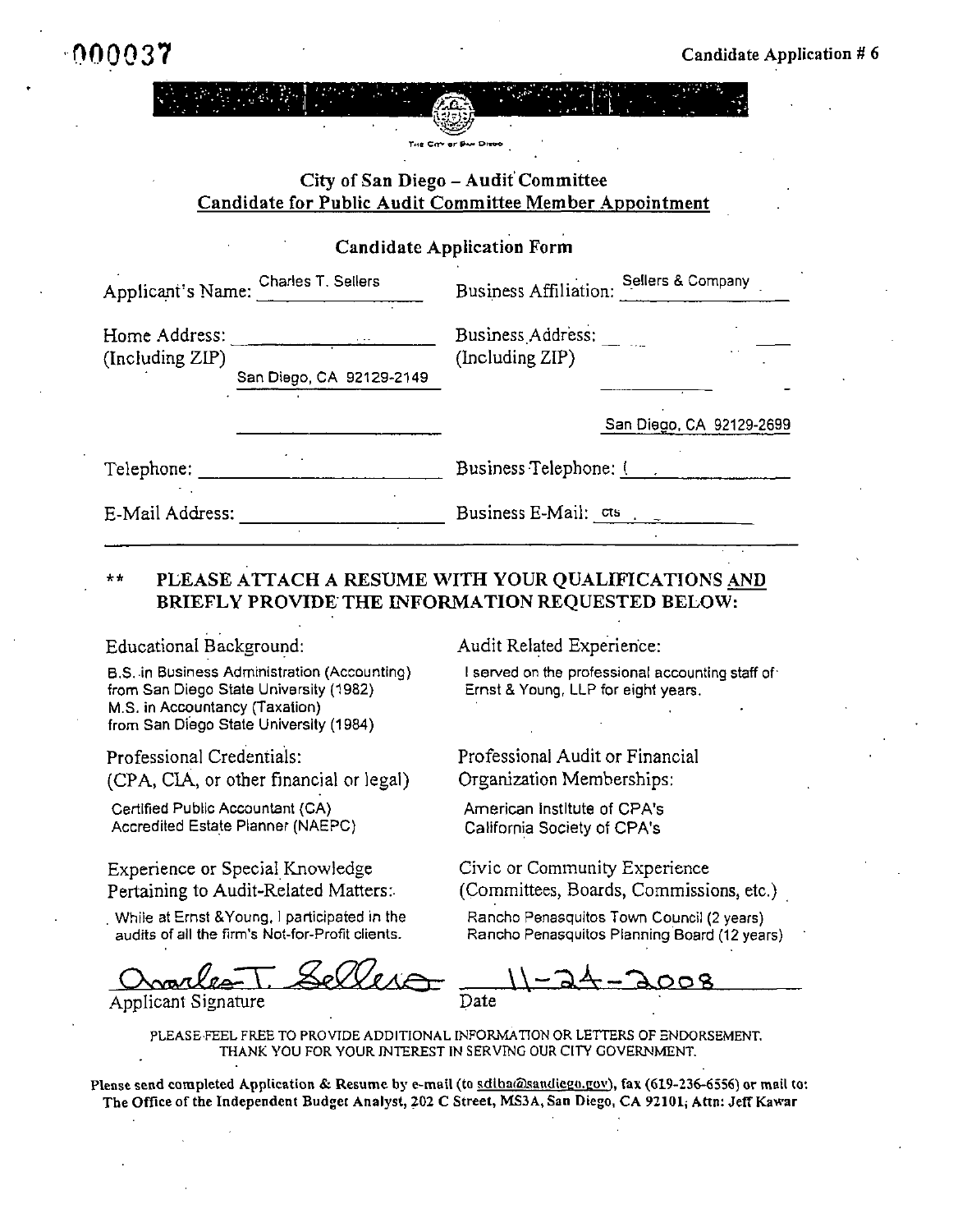000037

Candidate Application # 6

THE CITY OF SAN DIEGO

## City of San Diego – Audit Committee
## Candidate for Public Audit Committee Member Appointment

### Candidate Application Form

Applicant's Name: Charles T. Sellers

Business Affiliation: Sellers & Company

Home Address: (Including ZIP) San Diego, CA 92129-2149

Business Address: (Including ZIP) San Diego, CA 92129-2699

Telephone:

Business Telephone: (

E-Mail Address:

Business E-Mail: cts

\*\* **PLEASE ATTACH A RESUME WITH YOUR QUALIFICATIONS AND BRIEFLY PROVIDE THE INFORMATION REQUESTED BELOW:**

Educational Background:

B.S. in Business Administration (Accounting) from San Diego State University (1982)
M.S. in Accountancy (Taxation) from San Diego State University (1984)

Audit Related Experience:

I served on the professional accounting staff of Ernst & Young, LLP for eight years.

Professional Credentials: (CPA, CIA, or other financial or legal)

Certified Public Accountant (CA)
Accredited Estate Planner (NAEPC)

Professional Audit or Financial Organization Memberships:

American Institute of CPA's
California Society of CPA's

Experience or Special Knowledge Pertaining to Audit-Related Matters:

While at Ernst &Young, I participated in the audits of all the firm's Not-for-Profit clients.

Civic or Community Experience (Committees, Boards, Commissions, etc.)

Rancho Penasquitos Town Council (2 years)
Rancho Penasquitos Planning Board (12 years)

Charles T. Sellers
Applicant Signature

11-24-2008
Date

PLEASE FEEL FREE TO PROVIDE ADDITIONAL INFORMATION OR LETTERS OF ENDORSEMENT. THANK YOU FOR YOUR INTEREST IN SERVING OUR CITY GOVERNMENT.

**Please send completed Application & Resume by e-mail (to sdiba@sandiego.gov), fax (619-236-6556) or mail to: The Office of the Independent Budget Analyst, 202 C Street, MS3A, San Diego, CA 92101; Attn: Jeff Kawar**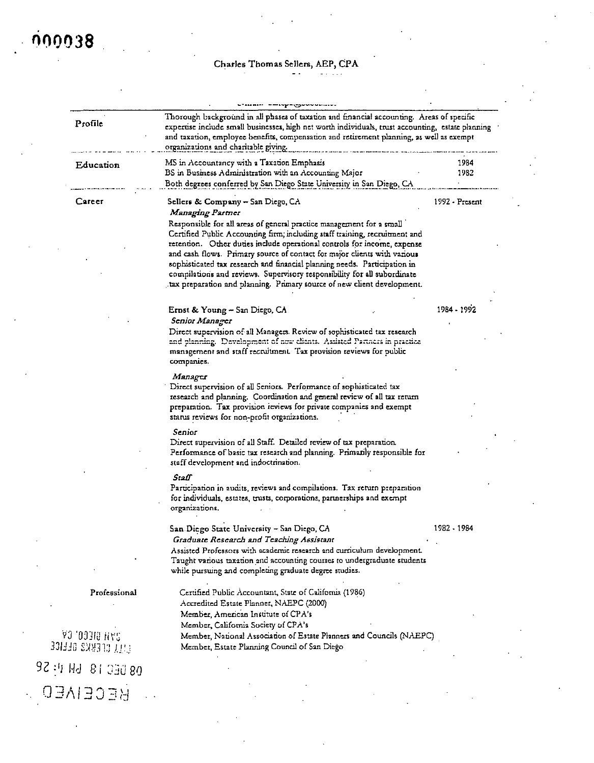000038

# Charles Thomas Sellers, AEP, CPA

## Profile

Thorough background in all phases of taxation and financial accounting. Areas of specific expertise include small businesses, high net worth individuals, trust accounting, estate planning and taxation, employee benefits, compensation and retirement planning, as well as exempt organizations and charitable giving.

## Education

| | |
|---|---|
| MS in Accountancy with a Taxation Emphasis | 1984 |
| BS in Business Administration with an Accounting Major | 1982 |
| Both degrees conferred by San Diego State University in San Diego, CA | |

## Career

**Sellers & Company – San Diego, CA** — 1992 - Present

*Managing Partner*

Responsible for all areas of general practice management for a small Certified Public Accounting firm; including staff training, recruitment and retention. Other duties include operational controls for income, expense and cash flows. Primary source of contact for major clients with various sophisticated tax research and financial planning needs. Participation in compilations and reviews. Supervisory responsibility for all subordinate tax preparation and planning. Primary source of new client development.

**Ernst & Young – San Diego, CA** — 1984 - 1992

*Senior Manager*

Direct supervision of all Managers. Review of sophisticated tax research and planning. Development of new clients. Assisted Partners in practice management and staff recruitment. Tax provision reviews for public companies.

*Manager*

Direct supervision of all Seniors. Performance of sophisticated tax research and planning. Coordination and general review of all tax return preparation. Tax provision reviews for private companies and exempt status reviews for non-profit organizations.

*Senior*

Direct supervision of all Staff. Detailed review of tax preparation. Performance of basic tax research and planning. Primarily responsible for staff development and indoctrination.

*Staff*

Participation in audits, reviews and compilations. Tax return preparation for individuals, estates, trusts, corporations, partnerships and exempt organizations.

**San Diego State University – San Diego, CA** — 1982 - 1984

*Graduate Research and Teaching Assistant*

Assisted Professors with academic research and curriculum development. Taught various taxation and accounting courses to undergraduate students while pursuing and completing graduate degree studies.

## Professional

Certified Public Accountant, State of California (1986)
Accredited Estate Planner, NAEPC (2000)
Member, American Institute of CPA's
Member, California Society of CPA's
Member, National Association of Estate Planners and Councils (NAEPC)
Member, Estate Planning Council of San Diego

RECEIVED
08 DEC 18 PM 4:26
CITY CLERKS OFFICE
SAN DIEGO, CA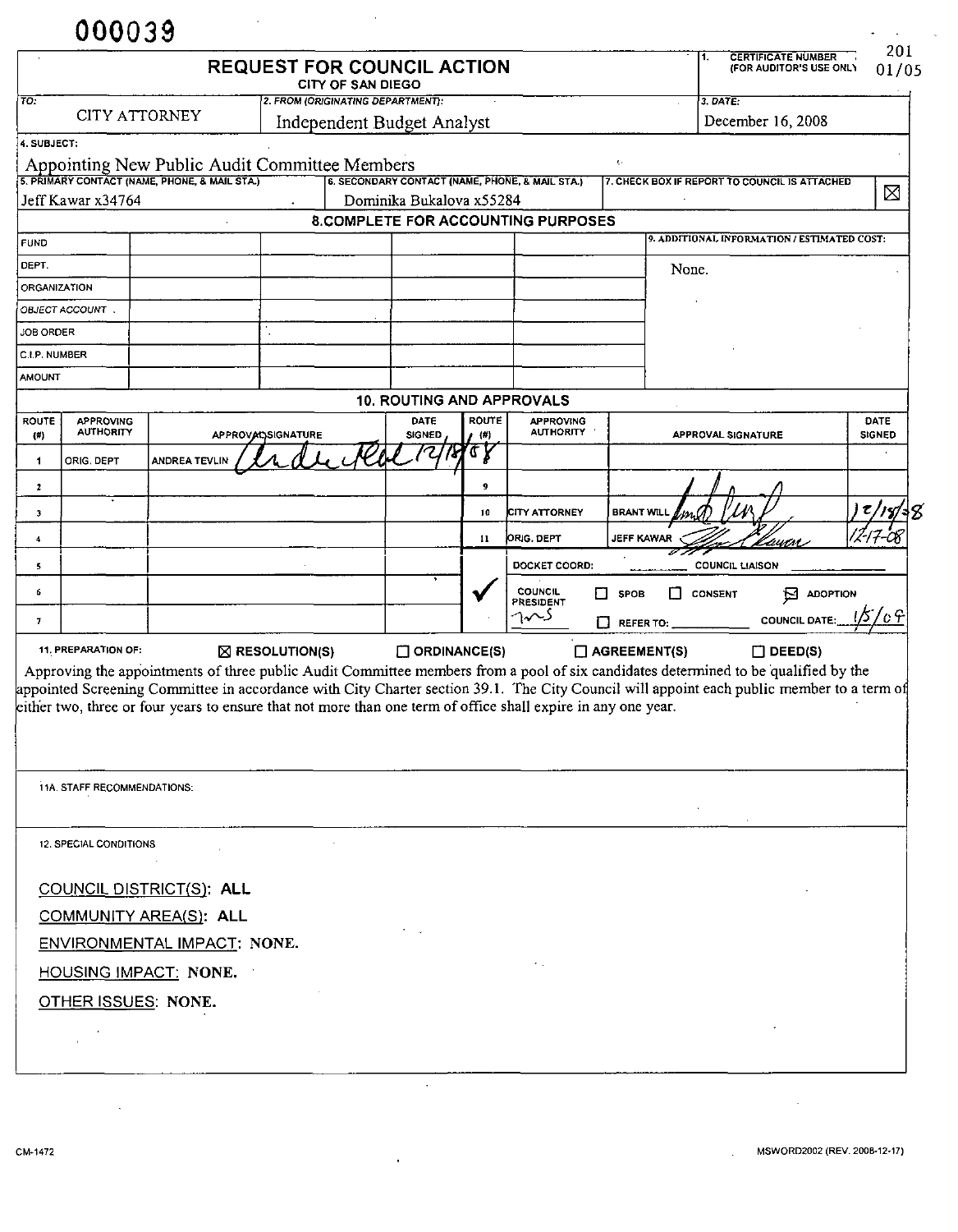000039

# REQUEST FOR COUNCIL ACTION

CITY OF SAN DIEGO

1. CERTIFICATE NUMBER (FOR AUDITOR'S USE ONLY): 201 01/05

| TO: | 2. FROM (ORIGINATING DEPARTMENT): | 3. DATE: |
|---|---|---|
| CITY ATTORNEY | Independent Budget Analyst | December 16, 2008 |

4. SUBJECT:
Appointing New Public Audit Committee Members

| 5. PRIMARY CONTACT (NAME, PHONE, & MAIL STA.) | 6. SECONDARY CONTACT (NAME, PHONE, & MAIL STA.) | 7. CHECK BOX IF REPORT TO COUNCIL IS ATTACHED |
|---|---|---|
| Jeff Kawar x34764 | Dominika Bukalova x55284 | ☒ |

## 8. COMPLETE FOR ACCOUNTING PURPOSES

| | | | | | | 9. ADDITIONAL INFORMATION / ESTIMATED COST: |
|---|---|---|---|---|---|---|
| FUND | | | | | | None. |
| DEPT. | | | | | | |
| ORGANIZATION | | | | | | |
| OBJECT ACCOUNT | | | | | | |
| JOB ORDER | | | | | | |
| C.I.P. NUMBER | | | | | | |
| AMOUNT | | | | | | |

## 10. ROUTING AND APPROVALS

| ROUTE (#) | APPROVING AUTHORITY | APPROVAL SIGNATURE | DATE SIGNED | ROUTE (#) | APPROVING AUTHORITY | APPROVAL SIGNATURE | DATE SIGNED |
|---|---|---|---|---|---|---|---|
| 1 | ORIG. DEPT | ANDREA TEVLIN [signature] | 12/18/08 | 8 | | | |
| 2 | | | | 9 | | | |
| 3 | | | | 10 | CITY ATTORNEY | BRANT WILL [signature] | 12/18/08 |
| 4 | | | | 11 | ORIG. DEPT | JEFF KAWAR [signature] | 12-17-08 |
| 5 | | | | | DOCKET COORD: | COUNCIL LIAISON | |
| 6 | | | | ✓ | COUNCIL PRESIDENT | ☐ SPOB ☐ CONSENT ☒ ADOPTION | |
| 7 | | | | | [initials] | ☐ REFER TO: ______ COUNCIL DATE: 1/5/09 | |

11. PREPARATION OF: ☒ RESOLUTION(S) ☐ ORDINANCE(S) ☐ AGREEMENT(S) ☐ DEED(S)

Approving the appointments of three public Audit Committee members from a pool of six candidates determined to be qualified by the appointed Screening Committee in accordance with City Charter section 39.1. The City Council will appoint each public member to a term of either two, three or four years to ensure that not more than one term of office shall expire in any one year.

11A. STAFF RECOMMENDATIONS:

12. SPECIAL CONDITIONS

COUNCIL DISTRICT(S): **ALL**

COMMUNITY AREA(S): **ALL**

ENVIRONMENTAL IMPACT: **NONE.**

HOUSING IMPACT: **NONE.**

OTHER ISSUES: **NONE.**

CM-1472

MSWORD2002 (REV. 2008-12-17)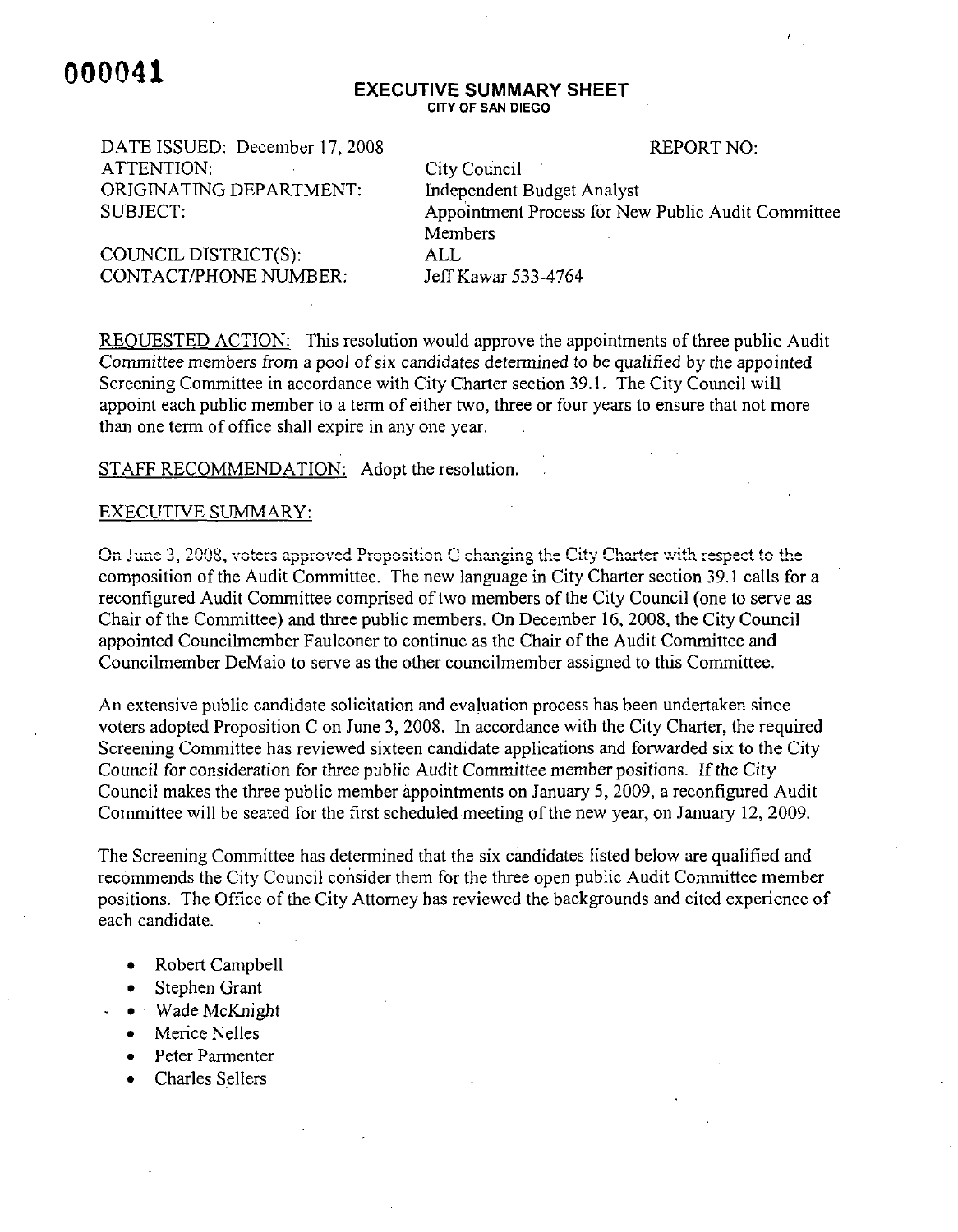000041

# EXECUTIVE SUMMARY SHEET

CITY OF SAN DIEGO

| | |
|---|---|
| DATE ISSUED: December 17, 2008 | REPORT NO: |
| ATTENTION: | City Council |
| ORIGINATING DEPARTMENT: | Independent Budget Analyst |
| SUBJECT: | Appointment Process for New Public Audit Committee Members |
| COUNCIL DISTRICT(S): | ALL |
| CONTACT/PHONE NUMBER: | Jeff Kawar 533-4764 |

REQUESTED ACTION: This resolution would approve the appointments of three public Audit Committee members from a pool of six candidates determined to be qualified by the appointed Screening Committee in accordance with City Charter section 39.1. The City Council will appoint each public member to a term of either two, three or four years to ensure that not more than one term of office shall expire in any one year.

STAFF RECOMMENDATION: Adopt the resolution.

EXECUTIVE SUMMARY:

On June 3, 2008, voters approved Proposition C changing the City Charter with respect to the composition of the Audit Committee. The new language in City Charter section 39.1 calls for a reconfigured Audit Committee comprised of two members of the City Council (one to serve as Chair of the Committee) and three public members. On December 16, 2008, the City Council appointed Councilmember Faulconer to continue as the Chair of the Audit Committee and Councilmember DeMaio to serve as the other councilmember assigned to this Committee.

An extensive public candidate solicitation and evaluation process has been undertaken since voters adopted Proposition C on June 3, 2008. In accordance with the City Charter, the required Screening Committee has reviewed sixteen candidate applications and forwarded six to the City Council for consideration for three public Audit Committee member positions. If the City Council makes the three public member appointments on January 5, 2009, a reconfigured Audit Committee will be seated for the first scheduled meeting of the new year, on January 12, 2009.

The Screening Committee has determined that the six candidates listed below are qualified and recommends the City Council consider them for the three open public Audit Committee member positions. The Office of the City Attorney has reviewed the backgrounds and cited experience of each candidate.

- Robert Campbell
- Stephen Grant
- Wade McKnight
- Merice Nelles
- Peter Parmenter
- Charles Sellers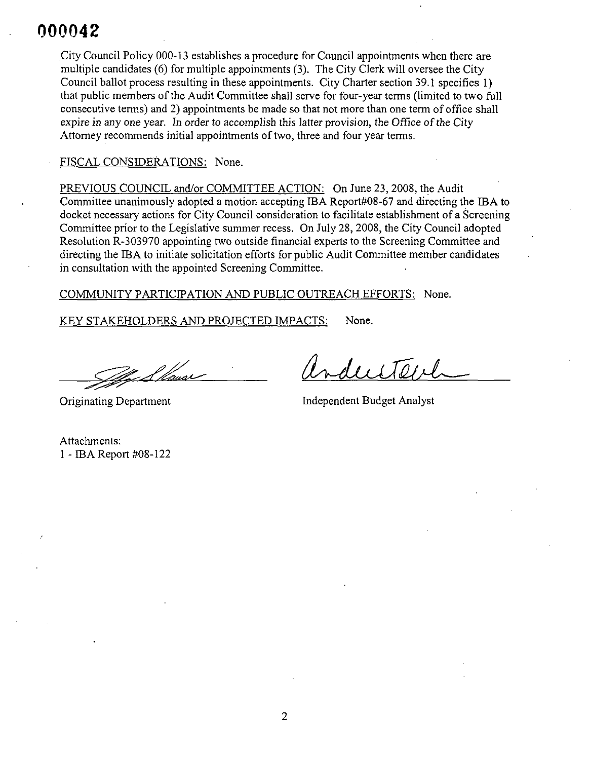000042

City Council Policy 000-13 establishes a procedure for Council appointments when there are multiple candidates (6) for multiple appointments (3). The City Clerk will oversee the City Council ballot process resulting in these appointments. City Charter section 39.1 specifies 1) that public members of the Audit Committee shall serve for four-year terms (limited to two full consecutive terms) and 2) appointments be made so that not more than one term of office shall expire in any one year. *In order to accomplish this latter provision, the Office of the City* Attorney recommends initial appointments of two, three and four year terms.

FISCAL CONSIDERATIONS: None.

PREVIOUS COUNCIL and/or COMMITTEE ACTION: On June 23, 2008, the Audit Committee unanimously adopted a motion accepting IBA Report#08-67 and directing the IBA to docket necessary actions for City Council consideration to facilitate establishment of a Screening Committee prior to the Legislative summer recess. On July 28, 2008, the City Council adopted Resolution R-303970 appointing two outside financial experts to the Screening Committee and directing the IBA to initiate solicitation efforts for public Audit Committee member candidates in consultation with the appointed Screening Committee.

COMMUNITY PARTICIPATION AND PUBLIC OUTREACH EFFORTS: None.

KEY STAKEHOLDERS AND PROJECTED IMPACTS: None.

Originating Department

Independent Budget Analyst

Attachments:
1 - IBA Report #08-122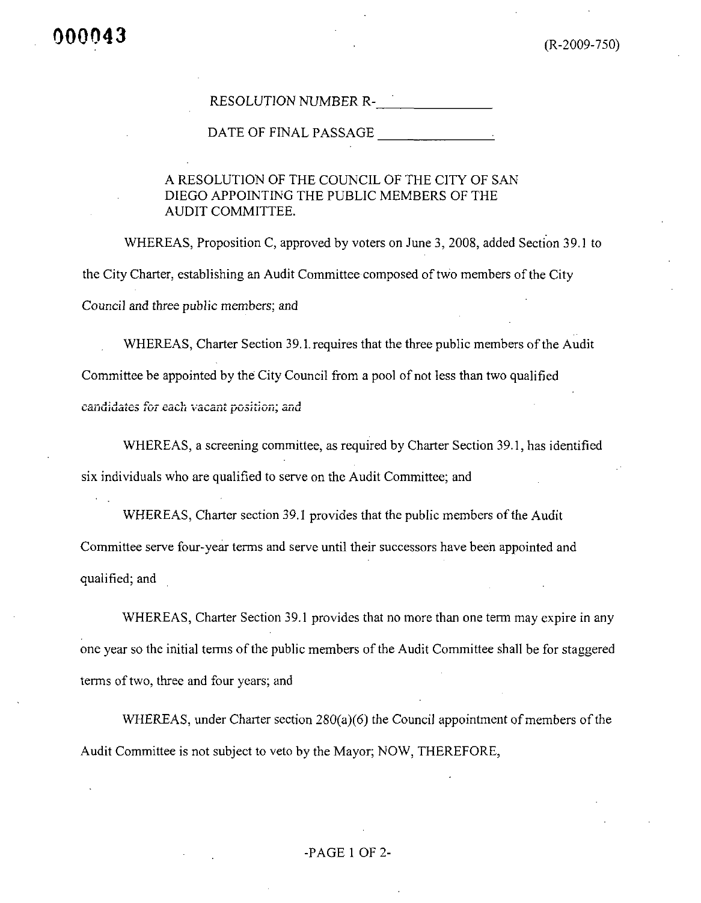(R-2009-750)

RESOLUTION NUMBER R-______________

DATE OF FINAL PASSAGE ______________.

A RESOLUTION OF THE COUNCIL OF THE CITY OF SAN DIEGO APPOINTING THE PUBLIC MEMBERS OF THE AUDIT COMMITTEE.

WHEREAS, Proposition C, approved by voters on June 3, 2008, added Section 39.1 to the City Charter, establishing an Audit Committee composed of two members of the City Council and three public members; and

WHEREAS, Charter Section 39.1 requires that the three public members of the Audit Committee be appointed by the City Council from a pool of not less than two qualified candidates for each vacant position; and

WHEREAS, a screening committee, as required by Charter Section 39.1, has identified six individuals who are qualified to serve on the Audit Committee; and

WHEREAS, Charter section 39.1 provides that the public members of the Audit Committee serve four-year terms and serve until their successors have been appointed and qualified; and

WHEREAS, Charter Section 39.1 provides that no more than one term may expire in any one year so the initial terms of the public members of the Audit Committee shall be for staggered terms of two, three and four years; and

WHEREAS, under Charter section 280(a)(6) the Council appointment of members of the Audit Committee is not subject to veto by the Mayor; NOW, THEREFORE,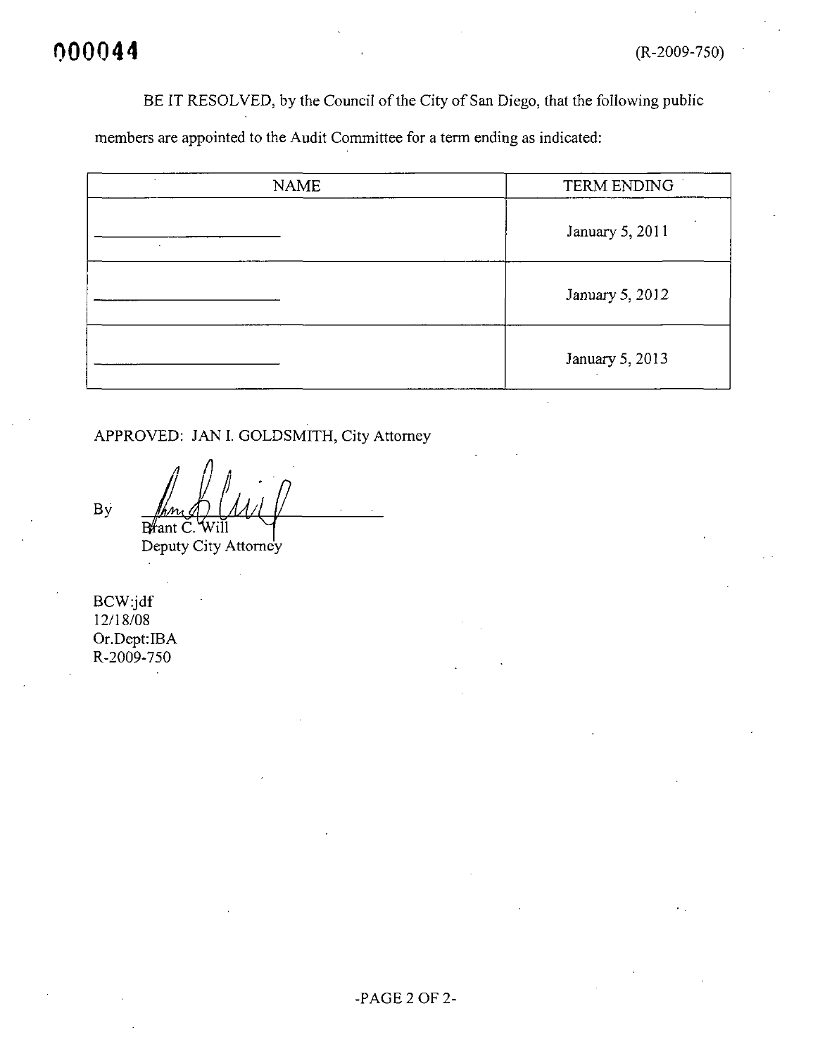000044 (R-2009-750)

BE IT RESOLVED, by the Council of the City of San Diego, that the following public members are appointed to the Audit Committee for a term ending as indicated:

| NAME | TERM ENDING |
|---|---|
| ______________________ | January 5, 2011 |
| ______________________ | January 5, 2012 |
| ______________________ | January 5, 2013 |

APPROVED: JAN I. GOLDSMITH, City Attorney

By ______________________
Brant C. Will
Deputy City Attorney

BCW:jdf
12/18/08
Or.Dept:IBA
R-2009-750